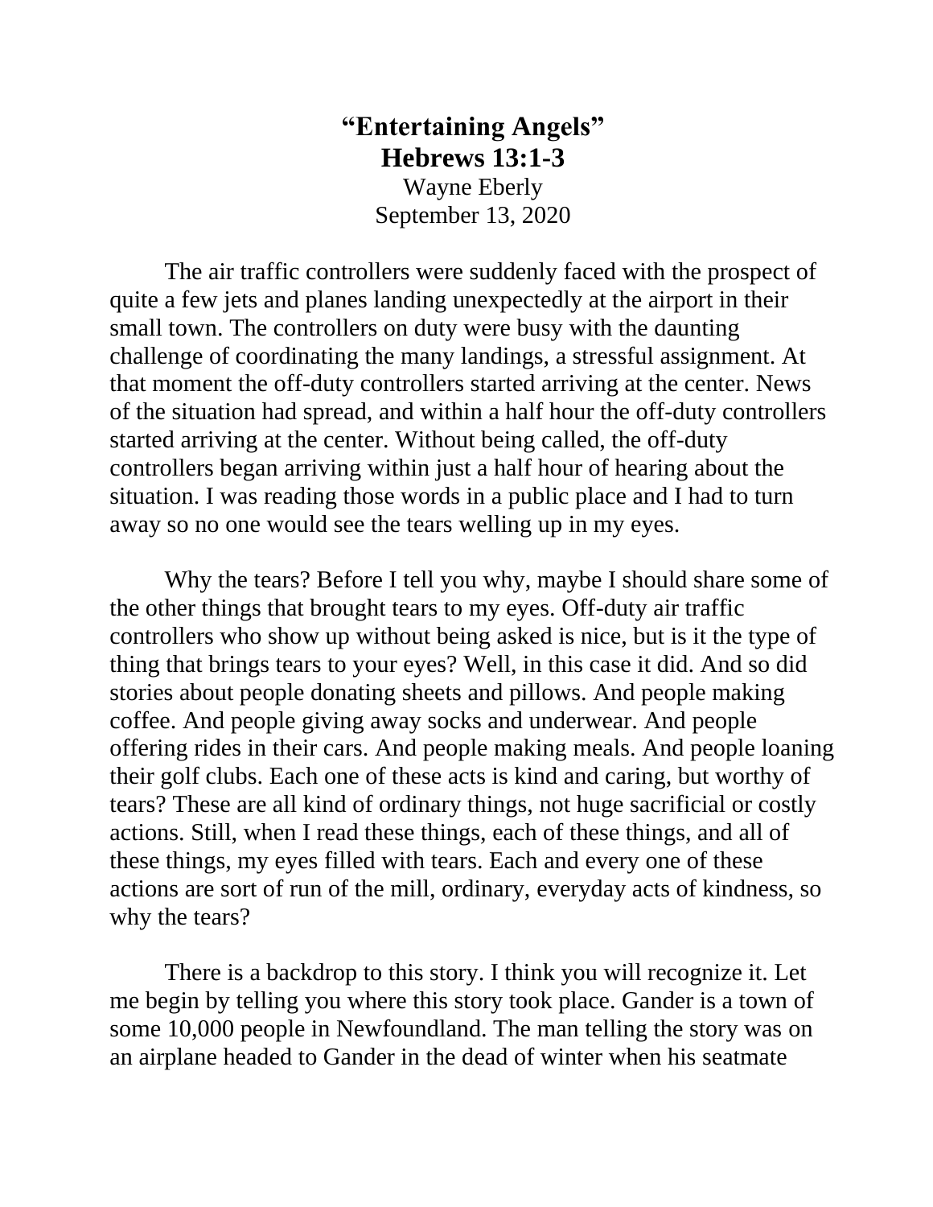# "Entertaining Angels"
## Hebrews 13:1-3

Wayne Eberly
September 13, 2020

The air traffic controllers were suddenly faced with the prospect of quite a few jets and planes landing unexpectedly at the airport in their small town. The controllers on duty were busy with the daunting challenge of coordinating the many landings, a stressful assignment. At that moment the off-duty controllers started arriving at the center. News of the situation had spread, and within a half hour the off-duty controllers started arriving at the center. Without being called, the off-duty controllers began arriving within just a half hour of hearing about the situation. I was reading those words in a public place and I had to turn away so no one would see the tears welling up in my eyes.

Why the tears? Before I tell you why, maybe I should share some of the other things that brought tears to my eyes. Off-duty air traffic controllers who show up without being asked is nice, but is it the type of thing that brings tears to your eyes? Well, in this case it did. And so did stories about people donating sheets and pillows. And people making coffee. And people giving away socks and underwear. And people offering rides in their cars. And people making meals. And people loaning their golf clubs. Each one of these acts is kind and caring, but worthy of tears? These are all kind of ordinary things, not huge sacrificial or costly actions. Still, when I read these things, each of these things, and all of these things, my eyes filled with tears. Each and every one of these actions are sort of run of the mill, ordinary, everyday acts of kindness, so why the tears?

There is a backdrop to this story. I think you will recognize it. Let me begin by telling you where this story took place. Gander is a town of some 10,000 people in Newfoundland. The man telling the story was on an airplane headed to Gander in the dead of winter when his seatmate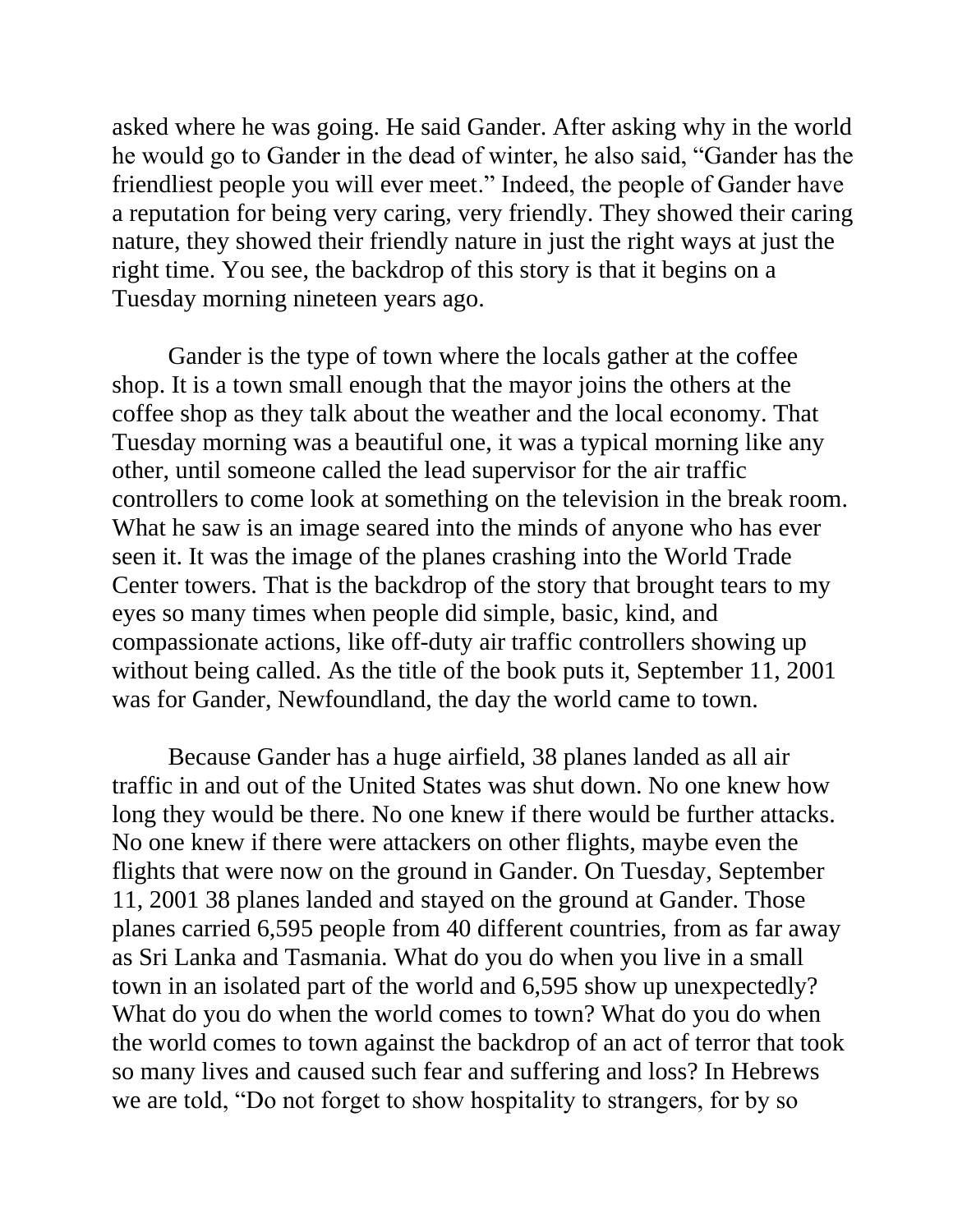asked where he was going. He said Gander. After asking why in the world he would go to Gander in the dead of winter, he also said, “Gander has the friendliest people you will ever meet.” Indeed, the people of Gander have a reputation for being very caring, very friendly. They showed their caring nature, they showed their friendly nature in just the right ways at just the right time. You see, the backdrop of this story is that it begins on a Tuesday morning nineteen years ago.

Gander is the type of town where the locals gather at the coffee shop. It is a town small enough that the mayor joins the others at the coffee shop as they talk about the weather and the local economy. That Tuesday morning was a beautiful one, it was a typical morning like any other, until someone called the lead supervisor for the air traffic controllers to come look at something on the television in the break room. What he saw is an image seared into the minds of anyone who has ever seen it. It was the image of the planes crashing into the World Trade Center towers. That is the backdrop of the story that brought tears to my eyes so many times when people did simple, basic, kind, and compassionate actions, like off-duty air traffic controllers showing up without being called. As the title of the book puts it, September 11, 2001 was for Gander, Newfoundland, the day the world came to town.

Because Gander has a huge airfield, 38 planes landed as all air traffic in and out of the United States was shut down. No one knew how long they would be there. No one knew if there would be further attacks. No one knew if there were attackers on other flights, maybe even the flights that were now on the ground in Gander. On Tuesday, September 11, 2001 38 planes landed and stayed on the ground at Gander. Those planes carried 6,595 people from 40 different countries, from as far away as Sri Lanka and Tasmania. What do you do when you live in a small town in an isolated part of the world and 6,595 show up unexpectedly? What do you do when the world comes to town? What do you do when the world comes to town against the backdrop of an act of terror that took so many lives and caused such fear and suffering and loss? In Hebrews we are told, “Do not forget to show hospitality to strangers, for by so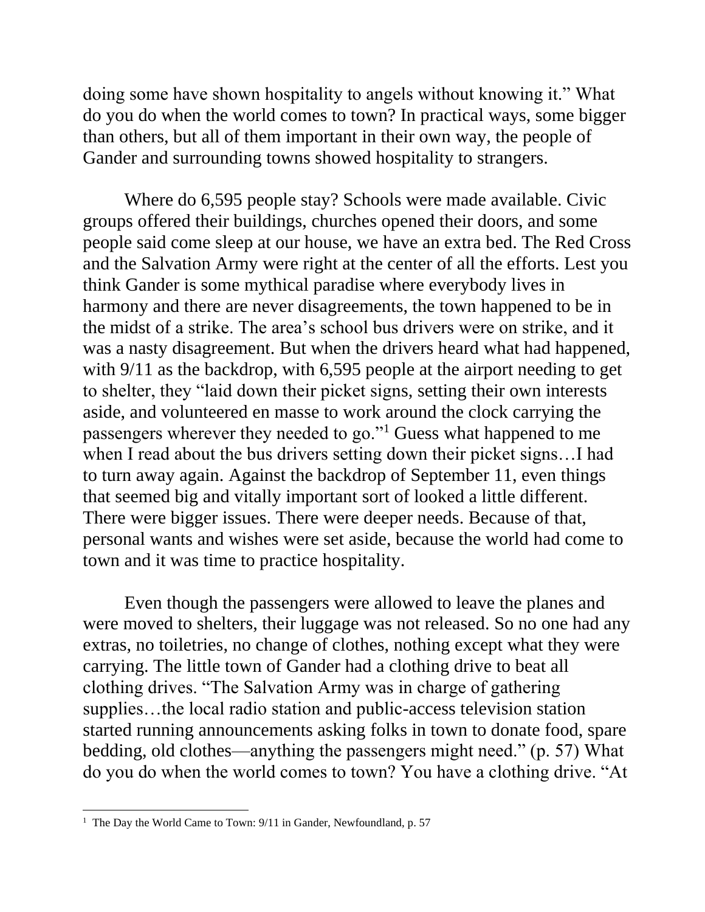doing some have shown hospitality to angels without knowing it." What do you do when the world comes to town? In practical ways, some bigger than others, but all of them important in their own way, the people of Gander and surrounding towns showed hospitality to strangers.

Where do 6,595 people stay? Schools were made available. Civic groups offered their buildings, churches opened their doors, and some people said come sleep at our house, we have an extra bed. The Red Cross and the Salvation Army were right at the center of all the efforts. Lest you think Gander is some mythical paradise where everybody lives in harmony and there are never disagreements, the town happened to be in the midst of a strike. The area's school bus drivers were on strike, and it was a nasty disagreement. But when the drivers heard what had happened, with 9/11 as the backdrop, with 6,595 people at the airport needing to get to shelter, they "laid down their picket signs, setting their own interests aside, and volunteered en masse to work around the clock carrying the passengers wherever they needed to go."[1] Guess what happened to me when I read about the bus drivers setting down their picket signs…I had to turn away again. Against the backdrop of September 11, even things that seemed big and vitally important sort of looked a little different. There were bigger issues. There were deeper needs. Because of that, personal wants and wishes were set aside, because the world had come to town and it was time to practice hospitality.

Even though the passengers were allowed to leave the planes and were moved to shelters, their luggage was not released. So no one had any extras, no toiletries, no change of clothes, nothing except what they were carrying. The little town of Gander had a clothing drive to beat all clothing drives. "The Salvation Army was in charge of gathering supplies…the local radio station and public-access television station started running announcements asking folks in town to donate food, spare bedding, old clothes—anything the passengers might need." (p. 57) What do you do when the world comes to town? You have a clothing drive. "At

---

[1] The Day the World Came to Town: 9/11 in Gander, Newfoundland, p. 57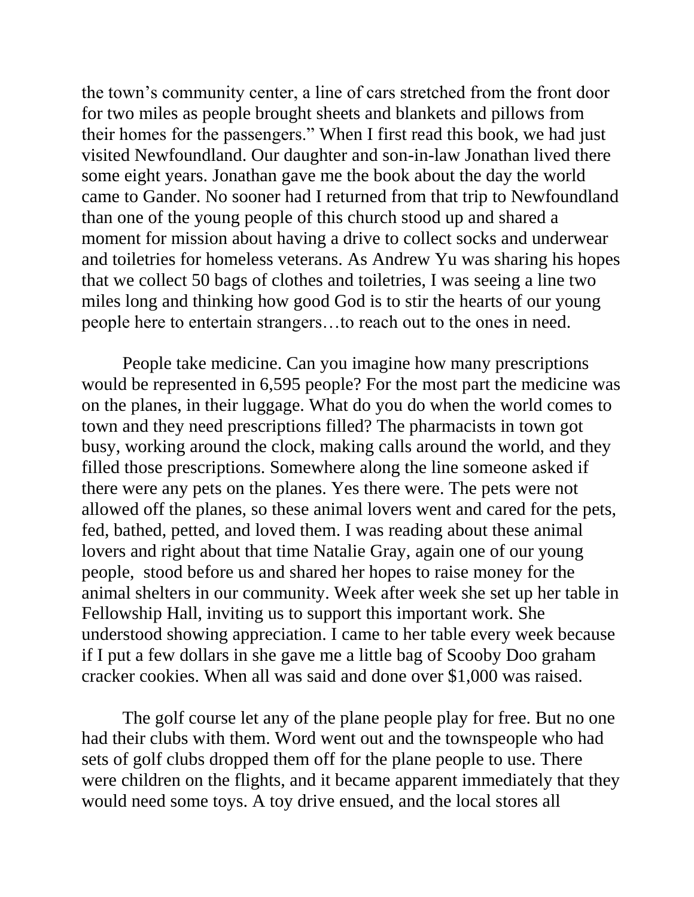the town's community center, a line of cars stretched from the front door for two miles as people brought sheets and blankets and pillows from their homes for the passengers." When I first read this book, we had just visited Newfoundland. Our daughter and son-in-law Jonathan lived there some eight years. Jonathan gave me the book about the day the world came to Gander. No sooner had I returned from that trip to Newfoundland than one of the young people of this church stood up and shared a moment for mission about having a drive to collect socks and underwear and toiletries for homeless veterans. As Andrew Yu was sharing his hopes that we collect 50 bags of clothes and toiletries, I was seeing a line two miles long and thinking how good God is to stir the hearts of our young people here to entertain strangers…to reach out to the ones in need.

People take medicine. Can you imagine how many prescriptions would be represented in 6,595 people? For the most part the medicine was on the planes, in their luggage. What do you do when the world comes to town and they need prescriptions filled? The pharmacists in town got busy, working around the clock, making calls around the world, and they filled those prescriptions. Somewhere along the line someone asked if there were any pets on the planes. Yes there were. The pets were not allowed off the planes, so these animal lovers went and cared for the pets, fed, bathed, petted, and loved them. I was reading about these animal lovers and right about that time Natalie Gray, again one of our young people, stood before us and shared her hopes to raise money for the animal shelters in our community. Week after week she set up her table in Fellowship Hall, inviting us to support this important work. She understood showing appreciation. I came to her table every week because if I put a few dollars in she gave me a little bag of Scooby Doo graham cracker cookies. When all was said and done over $1,000 was raised.

The golf course let any of the plane people play for free. But no one had their clubs with them. Word went out and the townspeople who had sets of golf clubs dropped them off for the plane people to use. There were children on the flights, and it became apparent immediately that they would need some toys. A toy drive ensued, and the local stores all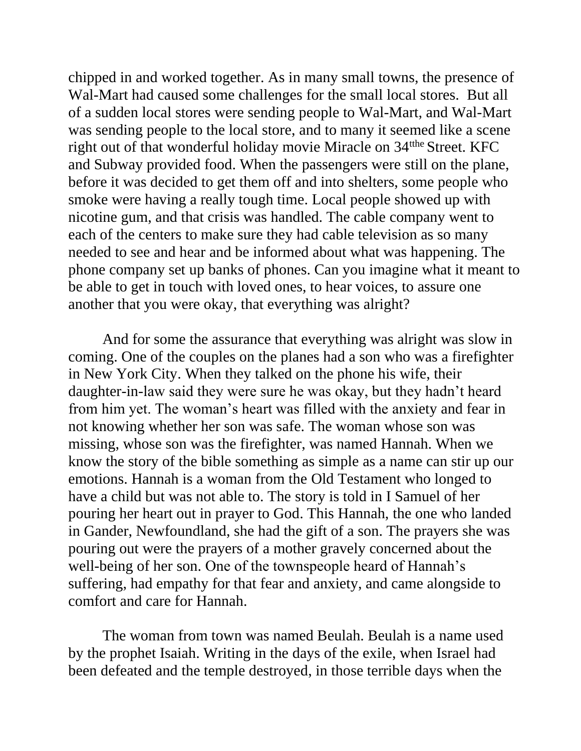chipped in and worked together. As in many small towns, the presence of Wal-Mart had caused some challenges for the small local stores. But all of a sudden local stores were sending people to Wal-Mart, and Wal-Mart was sending people to the local store, and to many it seemed like a scene right out of that wonderful holiday movie Miracle on 34[tthe] Street. KFC and Subway provided food. When the passengers were still on the plane, before it was decided to get them off and into shelters, some people who smoke were having a really tough time. Local people showed up with nicotine gum, and that crisis was handled. The cable company went to each of the centers to make sure they had cable television as so many needed to see and hear and be informed about what was happening. The phone company set up banks of phones. Can you imagine what it meant to be able to get in touch with loved ones, to hear voices, to assure one another that you were okay, that everything was alright?

And for some the assurance that everything was alright was slow in coming. One of the couples on the planes had a son who was a firefighter in New York City. When they talked on the phone his wife, their daughter-in-law said they were sure he was okay, but they hadn't heard from him yet. The woman's heart was filled with the anxiety and fear in not knowing whether her son was safe. The woman whose son was missing, whose son was the firefighter, was named Hannah. When we know the story of the bible something as simple as a name can stir up our emotions. Hannah is a woman from the Old Testament who longed to have a child but was not able to. The story is told in I Samuel of her pouring her heart out in prayer to God. This Hannah, the one who landed in Gander, Newfoundland, she had the gift of a son. The prayers she was pouring out were the prayers of a mother gravely concerned about the well-being of her son. One of the townspeople heard of Hannah's suffering, had empathy for that fear and anxiety, and came alongside to comfort and care for Hannah.

The woman from town was named Beulah. Beulah is a name used by the prophet Isaiah. Writing in the days of the exile, when Israel had been defeated and the temple destroyed, in those terrible days when the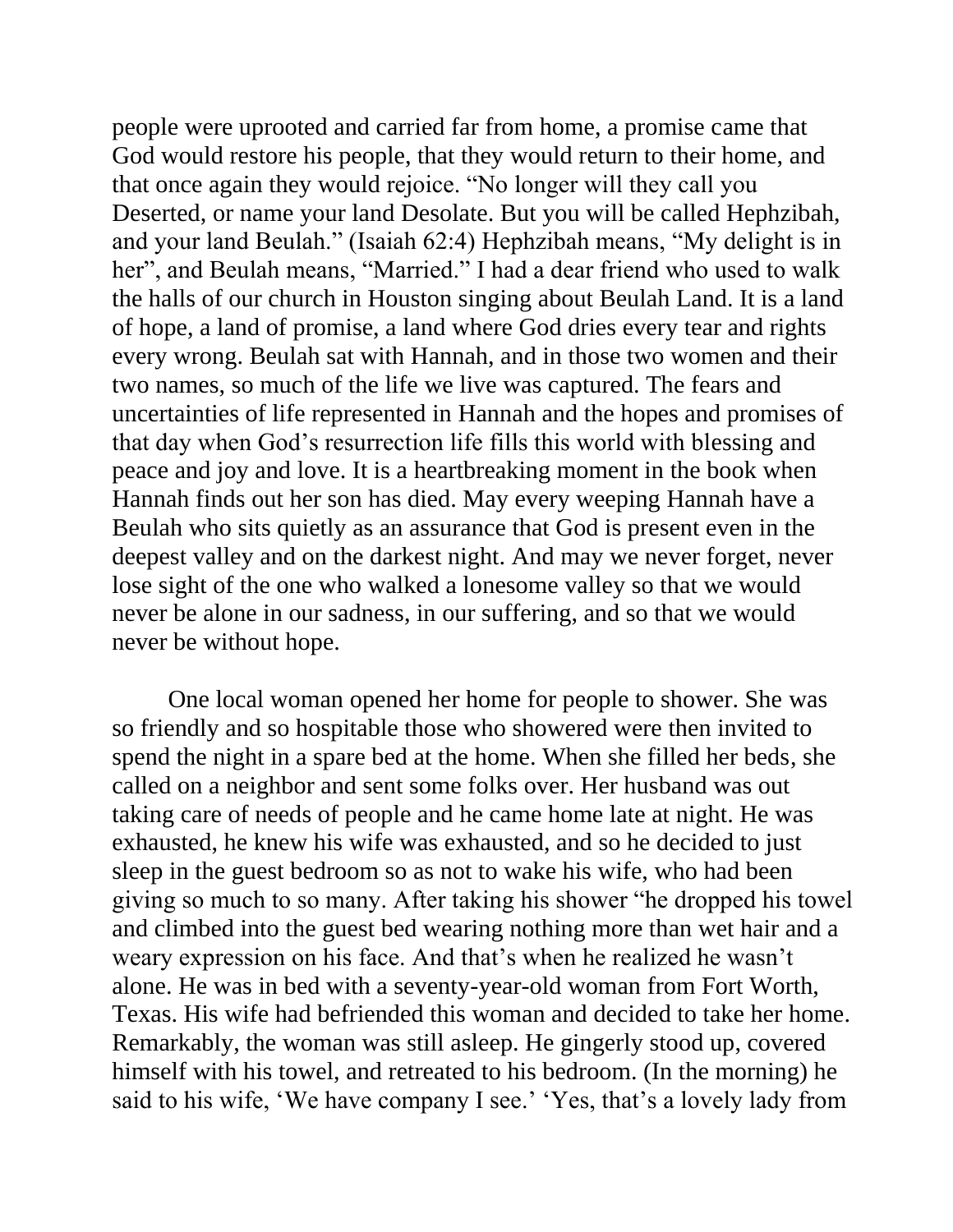people were uprooted and carried far from home, a promise came that God would restore his people, that they would return to their home, and that once again they would rejoice. “No longer will they call you Deserted, or name your land Desolate. But you will be called Hephzibah, and your land Beulah.” (Isaiah 62:4) Hephzibah means, “My delight is in her”, and Beulah means, “Married.” I had a dear friend who used to walk the halls of our church in Houston singing about Beulah Land. It is a land of hope, a land of promise, a land where God dries every tear and rights every wrong. Beulah sat with Hannah, and in those two women and their two names, so much of the life we live was captured. The fears and uncertainties of life represented in Hannah and the hopes and promises of that day when God’s resurrection life fills this world with blessing and peace and joy and love. It is a heartbreaking moment in the book when Hannah finds out her son has died. May every weeping Hannah have a Beulah who sits quietly as an assurance that God is present even in the deepest valley and on the darkest night. And may we never forget, never lose sight of the one who walked a lonesome valley so that we would never be alone in our sadness, in our suffering, and so that we would never be without hope.

One local woman opened her home for people to shower. She was so friendly and so hospitable those who showered were then invited to spend the night in a spare bed at the home. When she filled her beds, she called on a neighbor and sent some folks over. Her husband was out taking care of needs of people and he came home late at night. He was exhausted, he knew his wife was exhausted, and so he decided to just sleep in the guest bedroom so as not to wake his wife, who had been giving so much to so many. After taking his shower “he dropped his towel and climbed into the guest bed wearing nothing more than wet hair and a weary expression on his face. And that’s when he realized he wasn’t alone. He was in bed with a seventy-year-old woman from Fort Worth, Texas. His wife had befriended this woman and decided to take her home. Remarkably, the woman was still asleep. He gingerly stood up, covered himself with his towel, and retreated to his bedroom. (In the morning) he said to his wife, ‘We have company I see.’ ‘Yes, that’s a lovely lady from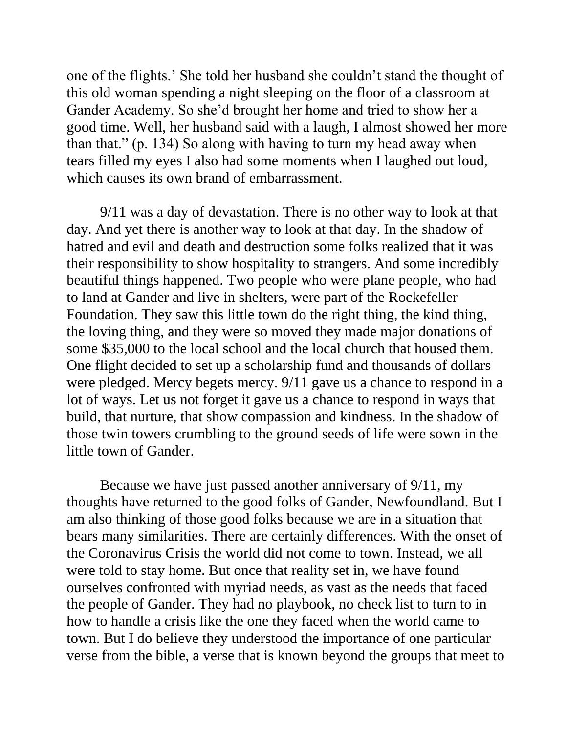one of the flights.' She told her husband she couldn't stand the thought of this old woman spending a night sleeping on the floor of a classroom at Gander Academy. So she'd brought her home and tried to show her a good time. Well, her husband said with a laugh, I almost showed her more than that." (p. 134) So along with having to turn my head away when tears filled my eyes I also had some moments when I laughed out loud, which causes its own brand of embarrassment.

9/11 was a day of devastation. There is no other way to look at that day. And yet there is another way to look at that day. In the shadow of hatred and evil and death and destruction some folks realized that it was their responsibility to show hospitality to strangers. And some incredibly beautiful things happened. Two people who were plane people, who had to land at Gander and live in shelters, were part of the Rockefeller Foundation. They saw this little town do the right thing, the kind thing, the loving thing, and they were so moved they made major donations of some $35,000 to the local school and the local church that housed them. One flight decided to set up a scholarship fund and thousands of dollars were pledged. Mercy begets mercy. 9/11 gave us a chance to respond in a lot of ways. Let us not forget it gave us a chance to respond in ways that build, that nurture, that show compassion and kindness. In the shadow of those twin towers crumbling to the ground seeds of life were sown in the little town of Gander.

Because we have just passed another anniversary of 9/11, my thoughts have returned to the good folks of Gander, Newfoundland. But I am also thinking of those good folks because we are in a situation that bears many similarities. There are certainly differences. With the onset of the Coronavirus Crisis the world did not come to town. Instead, we all were told to stay home. But once that reality set in, we have found ourselves confronted with myriad needs, as vast as the needs that faced the people of Gander. They had no playbook, no check list to turn to in how to handle a crisis like the one they faced when the world came to town. But I do believe they understood the importance of one particular verse from the bible, a verse that is known beyond the groups that meet to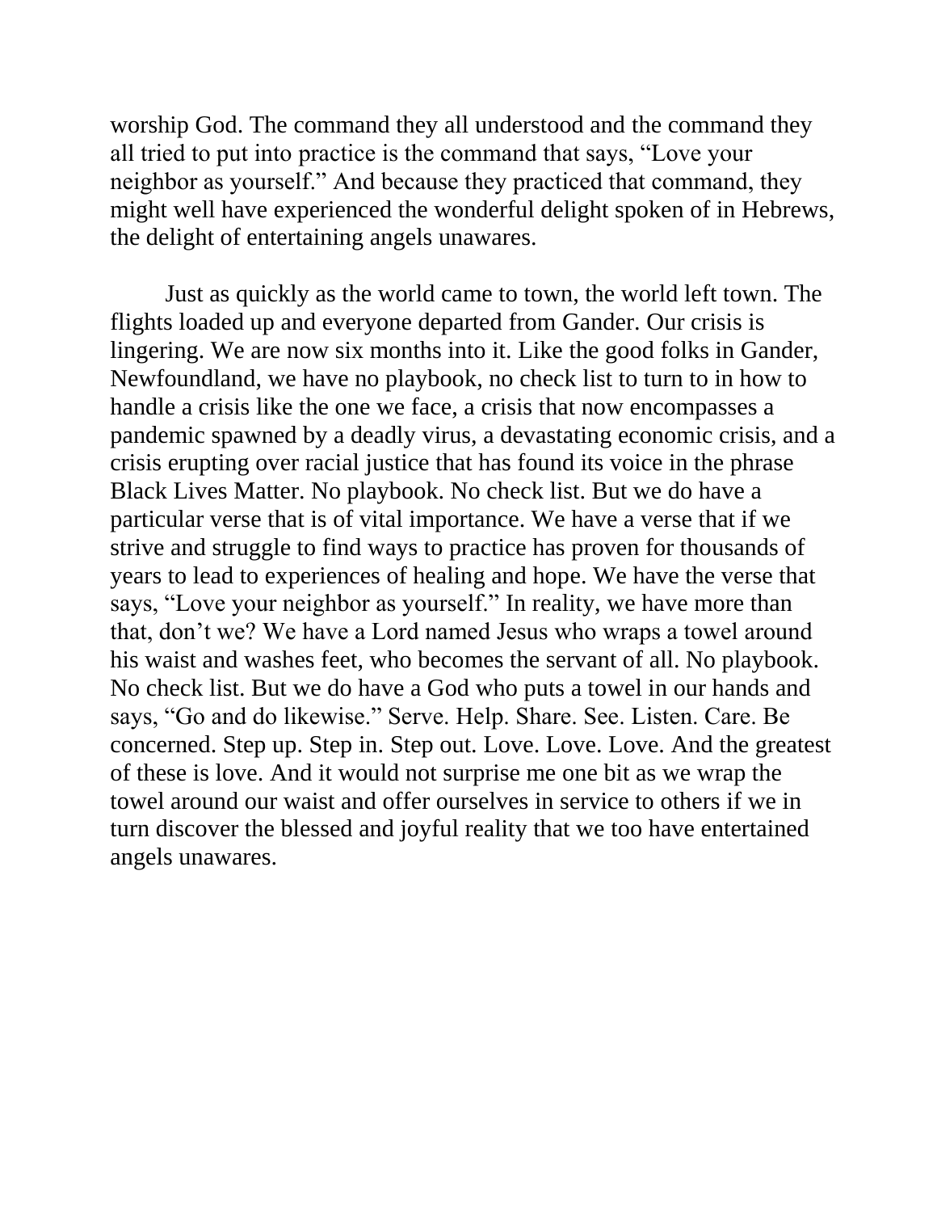worship God. The command they all understood and the command they all tried to put into practice is the command that says, "Love your neighbor as yourself." And because they practiced that command, they might well have experienced the wonderful delight spoken of in Hebrews, the delight of entertaining angels unawares.

Just as quickly as the world came to town, the world left town. The flights loaded up and everyone departed from Gander. Our crisis is lingering. We are now six months into it. Like the good folks in Gander, Newfoundland, we have no playbook, no check list to turn to in how to handle a crisis like the one we face, a crisis that now encompasses a pandemic spawned by a deadly virus, a devastating economic crisis, and a crisis erupting over racial justice that has found its voice in the phrase Black Lives Matter. No playbook. No check list. But we do have a particular verse that is of vital importance. We have a verse that if we strive and struggle to find ways to practice has proven for thousands of years to lead to experiences of healing and hope. We have the verse that says, "Love your neighbor as yourself." In reality, we have more than that, don't we? We have a Lord named Jesus who wraps a towel around his waist and washes feet, who becomes the servant of all. No playbook. No check list. But we do have a God who puts a towel in our hands and says, "Go and do likewise." Serve. Help. Share. See. Listen. Care. Be concerned. Step up. Step in. Step out. Love. Love. Love. And the greatest of these is love. And it would not surprise me one bit as we wrap the towel around our waist and offer ourselves in service to others if we in turn discover the blessed and joyful reality that we too have entertained angels unawares.